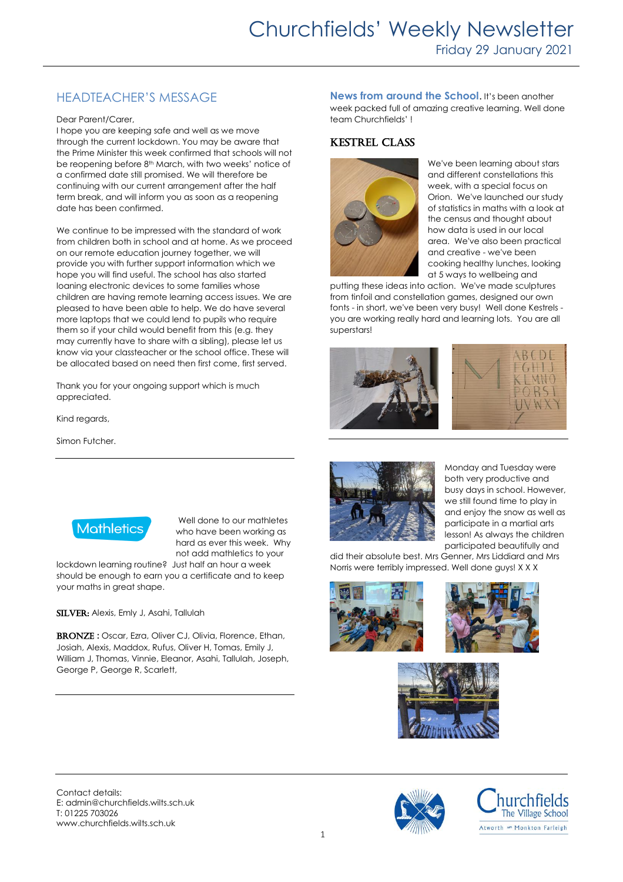# Churchfields' Weekly Newsletter

Friday 29 January 2021

## HEADTEACHER'S MESSAGE

Dear Parent/Carer,

I hope you are keeping safe and well as we move through the current lockdown. You may be aware that the Prime Minister this week confirmed that schools will not be reopening before 8th March, with two weeks' notice of a confirmed date still promised. We will therefore be continuing with our current arrangement after the half term break, and will inform you as soon as a reopening date has been confirmed.

We continue to be impressed with the standard of work from children both in school and at home. As we proceed on our remote education journey together, we will provide you with further support information which we hope you will find useful. The school has also started loaning electronic devices to some families whose children are having remote learning access issues. We are pleased to have been able to help. We do have several more laptops that we could lend to pupils who require them so if your child would benefit from this (e.g. they may currently have to share with a sibling), please let us know via your classteacher or the school office. These will be allocated based on need then first come, first served.

Thank you for your ongoing support which is much appreciated.

Kind regards,

Simon Futcher.

---

Mathletics

Well done to our mathletes who have been working as hard as ever this week. Why not add mathletics to your lockdown learning routine? Just half an hour a week should be enough to earn you a certificate and to keep your maths in great shape.

**SILVER:** Alexis, Emly J, Asahi, Tallulah

**BRONZE :** Oscar, Ezra, Oliver CJ, Olivia, Florence, Ethan, Josiah, Alexis, Maddox, Rufus, Oliver H, Tomas, Emily J, William J, Thomas, Vinnie, Eleanor, Asahi, Tallulah, Joseph, George P, George R, Scarlett,

---

**News from around the School.** It's been another week packed full of amazing creative learning. Well done team Churchfields' !

## KESTREL CLASS

We've been learning about stars and different constellations this week, with a special focus on Orion. We've launched our study of statistics in maths with a look at the census and thought about how data is used in our local area. We've also been practical and creative - we've been cooking healthy lunches, looking at 5 ways to wellbeing and putting these ideas into action. We've made sculptures from tinfoil and constellation games, designed our own fonts - in short, we've been very busy! Well done Kestrels - you are working really hard and learning lots. You are all superstars!

---

Monday and Tuesday were both very productive and busy days in school. However, we still found time to play in and enjoy the snow as well as participate in a martial arts lesson! As always the children participated beautifully and did their absolute best. Mrs Genner, Mrs Liddiard and Mrs Norris were terribly impressed. Well done guys! X X X

---

Contact details:
E: admin@churchfields.wilts.sch.uk
T: 01225 703026
www.churchfields.wilts.sch.uk

Churchfields The Village School
Atworth and Monkton Farleigh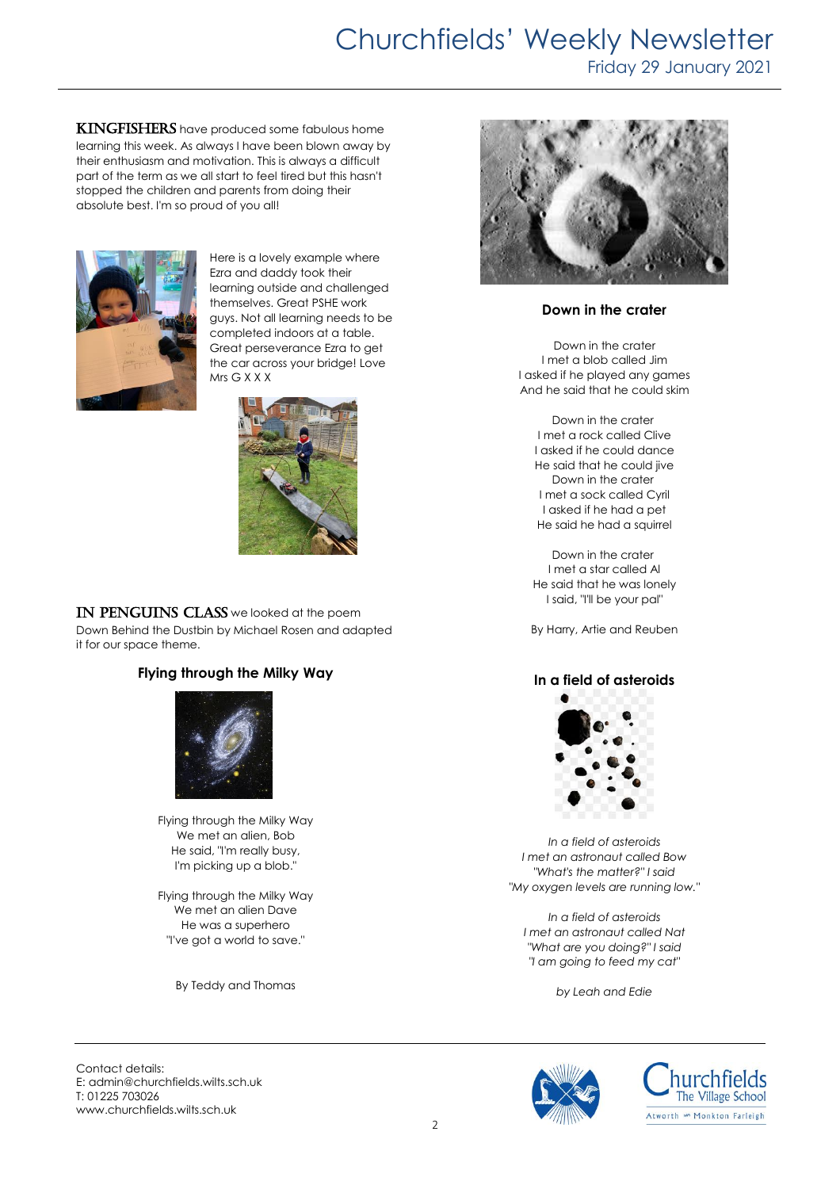**KINGFISHERS** have produced some fabulous home learning this week. As always I have been blown away by their enthusiasm and motivation. This is always a difficult part of the term as we all start to feel tired but this hasn't stopped the children and parents from doing their absolute best. I'm so proud of you all!

Here is a lovely example where Ezra and daddy took their learning outside and challenged themselves. Great PSHE work guys. Not all learning needs to be completed indoors at a table. Great perseverance Ezra to get the car across your bridge! Love Mrs G X X X

**IN PENGUINS CLASS** we looked at the poem Down Behind the Dustbin by Michael Rosen and adapted it for our space theme.

### Flying through the Milky Way

Flying through the Milky Way  
We met an alien, Bob  
He said, "I'm really busy,  
I'm picking up a blob."

Flying through the Milky Way  
We met an alien Dave  
He was a superhero  
"I've got a world to save."

By Teddy and Thomas

### Down in the crater

Down in the crater  
I met a blob called Jim  
I asked if he played any games  
And he said that he could skim

Down in the crater  
I met a rock called Clive  
I asked if he could dance  
He said that he could jive  
Down in the crater  
I met a sock called Cyril  
I asked if he had a pet  
He said he had a squirrel

Down in the crater  
I met a star called Al  
He said that he was lonely  
I said, "I'll be your pal"

By Harry, Artie and Reuben

### In a field of asteroids

*In a field of asteroids*  
*I met an astronaut called Bow*  
*"What's the matter?" I said*  
*"My oxygen levels are running low."*

*In a field of asteroids*  
*I met an astronaut called Nat*  
*"What are you doing?" I said*  
*"I am going to feed my cat"*

*by Leah and Edie*

Contact details:  
E: admin@churchfields.wilts.sch.uk  
T: 01225 703026  
www.churchfields.wilts.sch.uk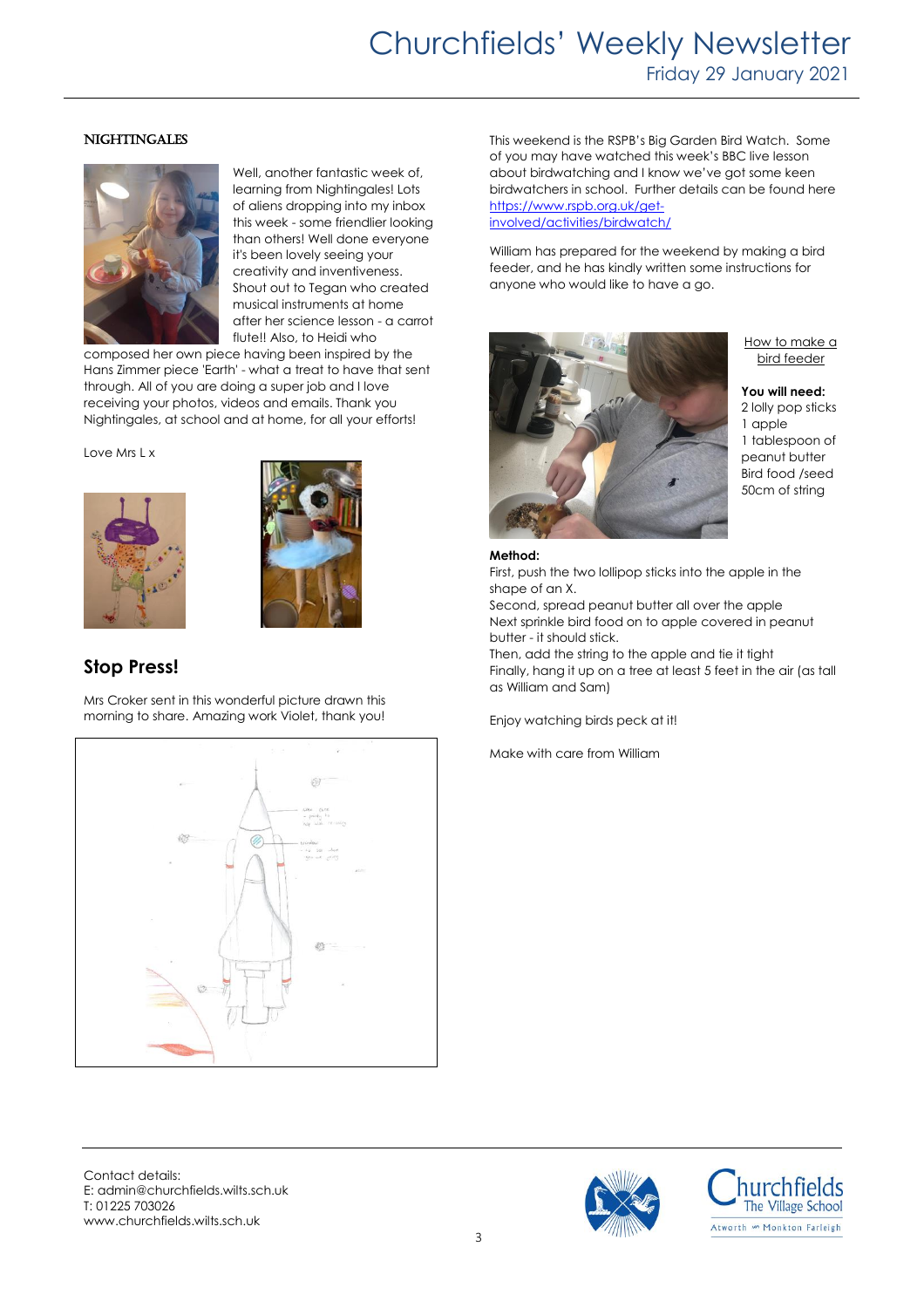# Churchfields' Weekly Newsletter

Friday 29 January 2021

## NIGHTINGALES

Well, another fantastic week of, learning from Nightingales! Lots of aliens dropping into my inbox this week - some friendlier looking than others! Well done everyone it's been lovely seeing your creativity and inventiveness. Shout out to Tegan who created musical instruments at home after her science lesson - a carrot flute!! Also, to Heidi who composed her own piece having been inspired by the Hans Zimmer piece 'Earth' - what a treat to have that sent through. All of you are doing a super job and I love receiving your photos, videos and emails. Thank you Nightingales, at school and at home, for all your efforts!

Love Mrs L x

## Stop Press!

Mrs Croker sent in this wonderful picture drawn this morning to share. Amazing work Violet, thank you!

This weekend is the RSPB's Big Garden Bird Watch. Some of you may have watched this week's BBC live lesson about birdwatching and I know we've got some keen birdwatchers in school. Further details can be found here https://www.rspb.org.uk/get-involved/activities/birdwatch/

William has prepared for the weekend by making a bird feeder, and he has kindly written some instructions for anyone who would like to have a go.

How to make a bird feeder

**You will need:**
2 lolly pop sticks
1 apple
1 tablespoon of peanut butter
Bird food /seed
50cm of string

**Method:**
First, push the two lollipop sticks into the apple in the shape of an X.
Second, spread peanut butter all over the apple
Next sprinkle bird food on to apple covered in peanut butter - it should stick.
Then, add the string to the apple and tie it tight
Finally, hang it up on a tree at least 5 feet in the air (as tall as William and Sam)

Enjoy watching birds peck at it!

Make with care from William

Contact details:
E: admin@churchfields.wilts.sch.uk
T: 01225 703026
www.churchfields.wilts.sch.uk

Churchfields The Village School
Atworth Monkton Farleigh